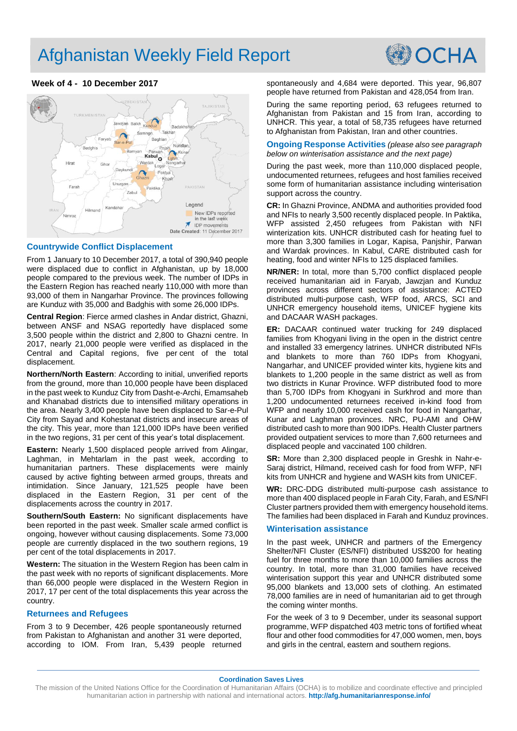# Afghanistan Weekly Field Report

**Week of 4 - 10 December 2017**

## Countrywide Conflict Displacement

From 1 January to 10 December 2017, a total of 390,940 people were displaced due to conflict in Afghanistan, up by 18,000 people compared to the previous week. The number of IDPs in the Eastern Region has reached nearly 110,000 with more than 93,000 of them in Nangarhar Province. The provinces following are Kunduz with 35,000 and Badghis with some 26,000 IDPs.

**Central Region**: Fierce armed clashes in Andar district, Ghazni, between ANSF and NSAG reportedly have displaced some 3,500 people within the district and 2,800 to Ghazni centre. In 2017, nearly 21,000 people were verified as displaced in the Central and Capital regions, five per cent of the total displacement.

**Northern/North Eastern**: According to initial, unverified reports from the ground, more than 10,000 people have been displaced in the past week to Kunduz City from Dasht-e-Archi, Emamsaheb and Khanabad districts due to intensified military operations in the area. Nearly 3,400 people have been displaced to Sar-e-Pul City from Sayad and Kohestanat districts and insecure areas of the city. This year, more than 121,000 IDPs have been verified in the two regions, 31 per cent of this year's total displacement.

**Eastern:** Nearly 1,500 displaced people arrived from Alingar, Laghman, in Mehtarlam in the past week, according to humanitarian partners. These displacements were mainly caused by active fighting between armed groups, threats and intimidation. Since January, 121,525 people have been displaced in the Eastern Region, 31 per cent of the displacements across the country in 2017.

**Southern/South Eastern:** No significant displacements have been reported in the past week. Smaller scale armed conflict is ongoing, however without causing displacements. Some 73,000 people are currently displaced in the two southern regions, 19 per cent of the total displacements in 2017.

**Western:** The situation in the Western Region has been calm in the past week with no reports of significant displacements. More than 66,000 people were displaced in the Western Region in 2017, 17 per cent of the total displacements this year across the country.

## Returnees and Refugees

From 3 to 9 December, 426 people spontaneously returned from Pakistan to Afghanistan and another 31 were deported, according to IOM. From Iran, 5,439 people returned spontaneously and 4,684 were deported. This year, 96,807 people have returned from Pakistan and 428,054 from Iran.

During the same reporting period, 63 refugees returned to Afghanistan from Pakistan and 15 from Iran, according to UNHCR. This year, a total of 58,735 refugees have returned to Afghanistan from Pakistan, Iran and other countries.

## Ongoing Response Activities *(please also see paragraph below on winterisation assistance and the next page)*

During the past week, more than 110,000 displaced people, undocumented returnees, refugees and host families received some form of humanitarian assistance including winterisation support across the country.

**CR:** In Ghazni Province, ANDMA and authorities provided food and NFIs to nearly 3,500 recently displaced people. In Paktika, WFP assisted 2,450 refugees from Pakistan with NFI winterization kits. UNHCR distributed cash for heating fuel to more than 3,300 families in Logar, Kapisa, Panjshir, Parwan and Wardak provinces. In Kabul, CARE distributed cash for heating, food and winter NFIs to 125 displaced families.

**NR/NER:** In total, more than 5,700 conflict displaced people received humanitarian aid in Faryab, Jawzjan and Kunduz provinces across different sectors of assistance: ACTED distributed multi-purpose cash, WFP food, ARCS, SCI and UNHCR emergency household items, UNICEF hygiene kits and DACAAR WASH packages.

**ER:** DACAAR continued water trucking for 249 displaced families from Khogyani living in the open in the district centre and installed 33 emergency latrines. UNHCR distributed NFIs and blankets to more than 760 IDPs from Khogyani, Nangarhar, and UNICEF provided winter kits, hygiene kits and blankets to 1,200 people in the same district as well as from two districts in Kunar Province. WFP distributed food to more than 5,700 IDPs from Khogyani in Surkhrod and more than 1,200 undocumented returnees received in-kind food from WFP and nearly 10,000 received cash for food in Nangarhar, Kunar and Laghman provinces. NRC, PU-AMI and OHW distributed cash to more than 900 IDPs. Health Cluster partners provided outpatient services to more than 7,600 returnees and displaced people and vaccinated 100 children.

**SR:** More than 2,300 displaced people in Greshk in Nahr-e-Saraj district, Hilmand, received cash for food from WFP, NFI kits from UNHCR and hygiene and WASH kits from UNICEF.

**WR:** DRC-DDG distributed multi-purpose cash assistance to more than 400 displaced people in Farah City, Farah, and ES/NFI Cluster partners provided them with emergency household items. The families had been displaced in Farah and Kunduz provinces.

## Winterisation assistance

In the past week, UNHCR and partners of the Emergency Shelter/NFI Cluster (ES/NFI) distributed US$200 for heating fuel for three months to more than 10,000 families across the country. In total, more than 31,000 families have received winterisation support this year and UNHCR distributed some 95,000 blankets and 13,000 sets of clothing. An estimated 78,000 families are in need of humanitarian aid to get through the coming winter months.

For the week of 3 to 9 December, under its seasonal support programme, WFP dispatched 403 metric tons of fortified wheat flour and other food commodities for 47,000 women, men, boys and girls in the central, eastern and southern regions.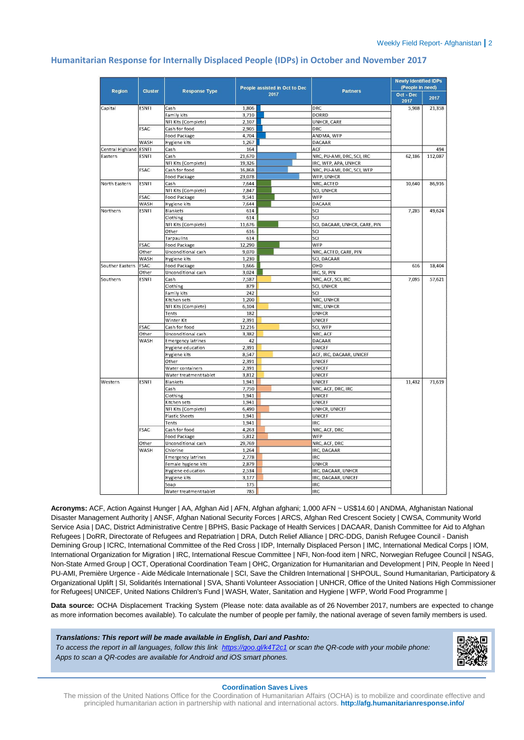## Humanitarian Response for Internally Displaced People (IDPs) in October and November 2017

| Region | Cluster | Response Type | People assisted in Oct to Dec 2017 | Partners | Newly Identified IDPs (People in need) | |
|---|---|---|---|---|---|---|
| | | | | | Oct - Dec 2017 | 2017 |
| Capital | ESNFI | Cash | 1,806 | DRC | 5,908 | 21,358 |
| | | Family kits | 3,710 | DORRD | | |
| | | NFI Kits (Complete) | 2,107 | UNHCR, CARE | | |
| | FSAC | Cash for food | 2,905 | DRC | | |
| | | Food Package | 4,704 | ANDMA, WFP | | |
| | WASH | Hygiene kits | 1,267 | DACAAR | | |
| Central Highland | ESNFI | Cash | 164 | ACF | | 494 |
| Eastern | ESNFI | Cash | 21,670 | NRC, PU-AMI, DRC, SCI, IRC | 62,186 | 112,087 |
| | | NFI Kits (Complete) | 19,326 | IRC, WFP, APA, UNHCR | | |
| | FSAC | Cash for food | 16,868 | NRC, PU-AMI, DRC, SCI, WFP | | |
| | | Food Package | 23,078 | WFP, UNHCR | | |
| North Eastern | ESNFI | Cash | 7,644 | NRC, ACTED | 10,640 | 86,916 |
| | | NFI Kits (Complete) | 7,847 | SCI, UNHCR | | |
| | FSAC | Food Package | 9,541 | WFP | | |
| | WASH | Hygiene kits | 7,644 | DACAAR | | |
| Northern | ESNFI | Blankets | 614 | SCI | 7,285 | 49,624 |
| | | Clothing | 614 | SCI | | |
| | | NFI Kits (Complete) | 11,676 | SCI, DACAAR, UNHCR, CARE, PIN | | |
| | | Other | 616 | SCI | | |
| | | Tarpaulins | 614 | SCI | | |
| | FSAC | Food Package | 12,290 | WFP | | |
| | Other | Unconditional cash | 9,070 | NRC, ACTED, CARE, PIN | | |
| | WASH | Hygiene kits | 1,230 | SCI, DACAAR | | |
| Souther Eastern | FSAC | Food Package | 1,666 | OHD | 616 | 18,404 |
| | Other | Unconditional cash | 3,024 | IRC, SI, PIN | | |
| Southern | ESNFI | Cash | 7,587 | NRC, ACF, SCI, IRC | 7,095 | 57,621 |
| | | Clothing | 879 | SCI, UNHCR | | |
| | | Family kits | 242 | SCI | | |
| | | Kitchen sets | 1,200 | NRC, UNHCR | | |
| | | NFI Kits (Complete) | 6,104 | NRC, UNHCR | | |
| | | Tents | 182 | UNHCR | | |
| | | Winter Kit | 2,391 | UNICEF | | |
| | FSAC | Cash for food | 12,216 | SCI, WFP | | |
| | Other | Unconditional cash | 3,382 | NRC, ACF | | |
| | WASH | Emergency latrines | 42 | DACAAR | | |
| | | Hygiene education | 2,391 | UNICEF | | |
| | | Hygiene kits | 8,547 | ACF, IRC, DACAAR, UNICEF | | |
| | | Other | 2,391 | UNICEF | | |
| | | Water containers | 2,391 | UNICEF | | |
| | | Water treatment tablet | 3,812 | UNICEF | | |
| Western | ESNFI | Blankets | 1,941 | UNICEF | 11,432 | 71,619 |
| | | Cash | 7,750 | NRC, ACF, DRC, IRC | | |
| | | Clothing | 1,941 | UNICEF | | |
| | | Kitchen sets | 1,941 | UNICEF | | |
| | | NFI Kits (Complete) | 6,490 | UNHCR, UNICEF | | |
| | | Plastic Sheets | 1,941 | UNICEF | | |
| | | Tents | 1,941 | IRC | | |
| | FSAC | Cash for food | 4,263 | NRC, ACF, DRC | | |
| | | Food Package | 5,812 | WFP | | |
| | Other | Unconditional cash | 29,769 | NRC, ACF, DRC | | |
| | WASH | Chlorine | 1,264 | IRC, DACAAR | | |
| | | Emergency latrines | 2,778 | IRC | | |
| | | Female hygiene kits | 2,879 | UNHCR | | |
| | | Hygiene education | 2,534 | IRC, DACAAR, UNHCR | | |
| | | Hygiene kits | 3,177 | IRC, DACAAR, UNICEF | | |
| | | Soap | 175 | IRC | | |
| | | Water treatment tablet | 785 | IRC | | |

**Acronyms:** ACF, Action Against Hunger | AA, Afghan Aid | AFN, Afghan afghani; 1,000 AFN ~ US$14.60 | ANDMA, Afghanistan National Disaster Management Authority | ANSF, Afghan National Security Forces | ARCS, Afghan Red Crescent Society | CWSA, Community World Service Asia | DAC, District Administrative Centre | BPHS, Basic Package of Health Services | DACAAR, Danish Committee for Aid to Afghan Refugees | DoRR, Directorate of Refugees and Repatriation | DRA, Dutch Relief Alliance | DRC-DDG, Danish Refugee Council - Danish Demining Group | ICRC, International Committee of the Red Cross | IDP, Internally Displaced Person | IMC, International Medical Corps | IOM, International Organization for Migration | IRC, International Rescue Committee | NFI, Non-food item | NRC, Norwegian Refugee Council | NSAG, Non-State Armed Group | OCT, Operational Coordination Team | OHC, Organization for Humanitarian and Development | PIN, People In Need | PU-AMI, Première Urgence - Aide Médicale Internationale | SCI, Save the Children International | SHPOUL, Sound Humanitarian, Participatory & Organizational Uplift | SI, Solidarités International | SVA, Shanti Volunteer Association | UNHCR, Office of the United Nations High Commissioner for Refugees| UNICEF, United Nations Children's Fund | WASH, Water, Sanitation and Hygiene | WFP, World Food Programme |

**Data source:** OCHA Displacement Tracking System (Please note: data available as of 26 November 2017, numbers are expected to change as more information becomes available). To calculate the number of people per family, the national average of seven family members is used.

***Translations: This report will be made available in English, Dari and Pashto:***
*To access the report in all languages, follow this link [https://goo.gl/k4T2c1](https://goo.gl/k4T2c1) or scan the QR-code with your mobile phone: Apps to scan a QR-codes are available for Android and iOS smart phones.*

**Coordination Saves Lives**

The mission of the United Nations Office for the Coordination of Humanitarian Affairs (OCHA) is to mobilize and coordinate effective and principled humanitarian action in partnership with national and international actors. **http://afg.humanitarianresponse.info/**